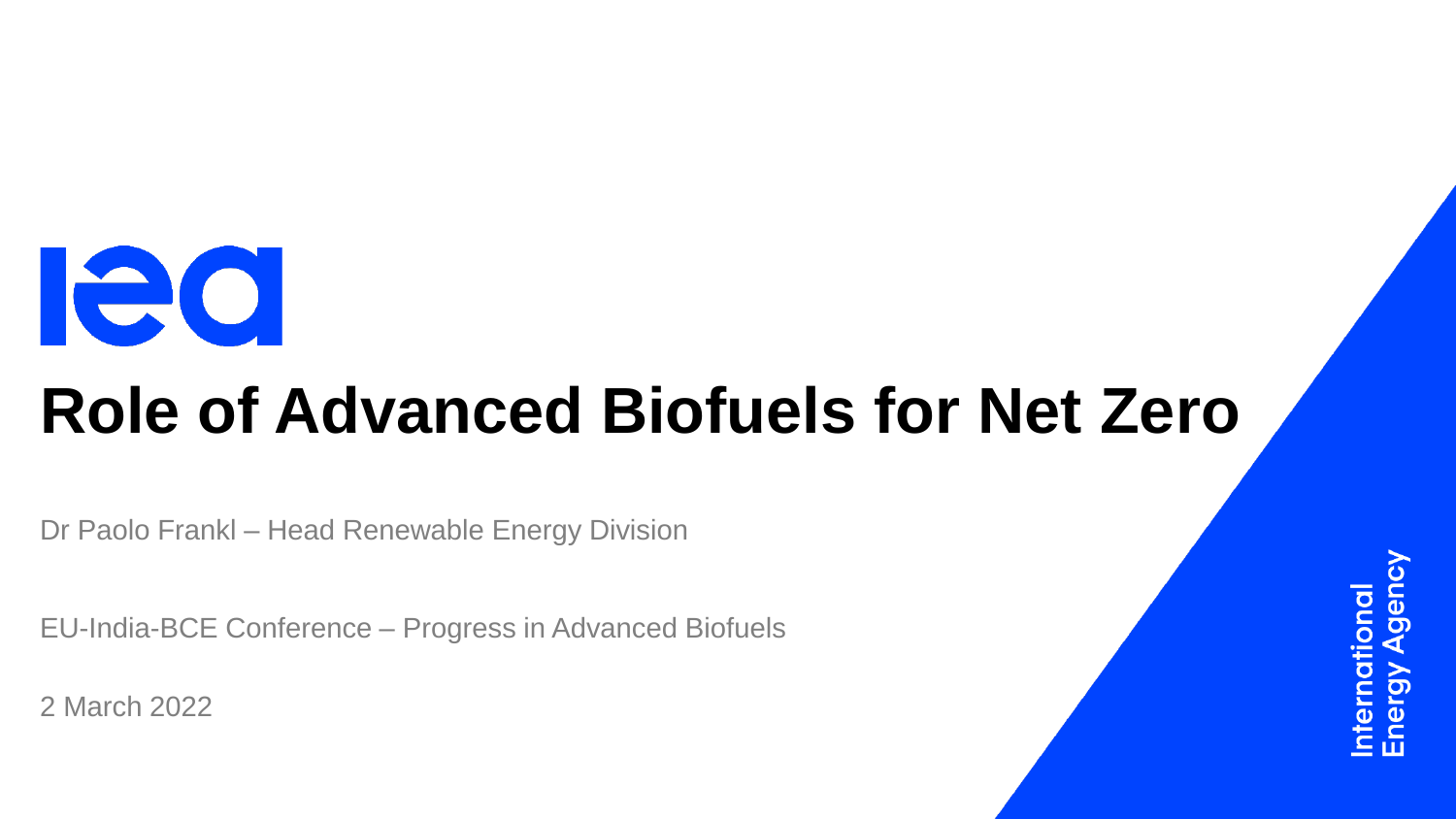# Role of Advanced Biofuels for Net Zero

Dr Paolo Frankl – Head Renewable Energy Division

EU-India-BCE Conference – Progress in Advanced Biofuels

2 March 2022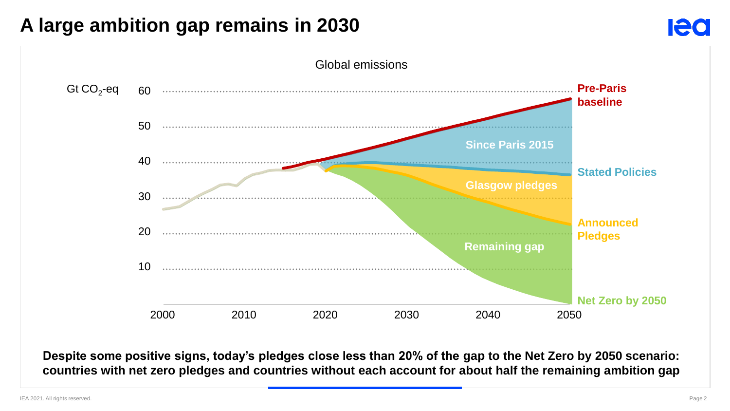# A large ambition gap remains in 2030

Global emissions

Gt $CO_2$-eq

60
50
40
30
20
10

2000 2010 2020 2030 2040 2050

Pre-Paris baseline

Since Paris 2015

Stated Policies

Glasgow pledges

Announced Pledges

Remaining gap

Net Zero by 2050

**Despite some positive signs, today's pledges close less than 20% of the gap to the Net Zero by 2050 scenario: countries with net zero pledges and countries without each account for about half the remaining ambition gap**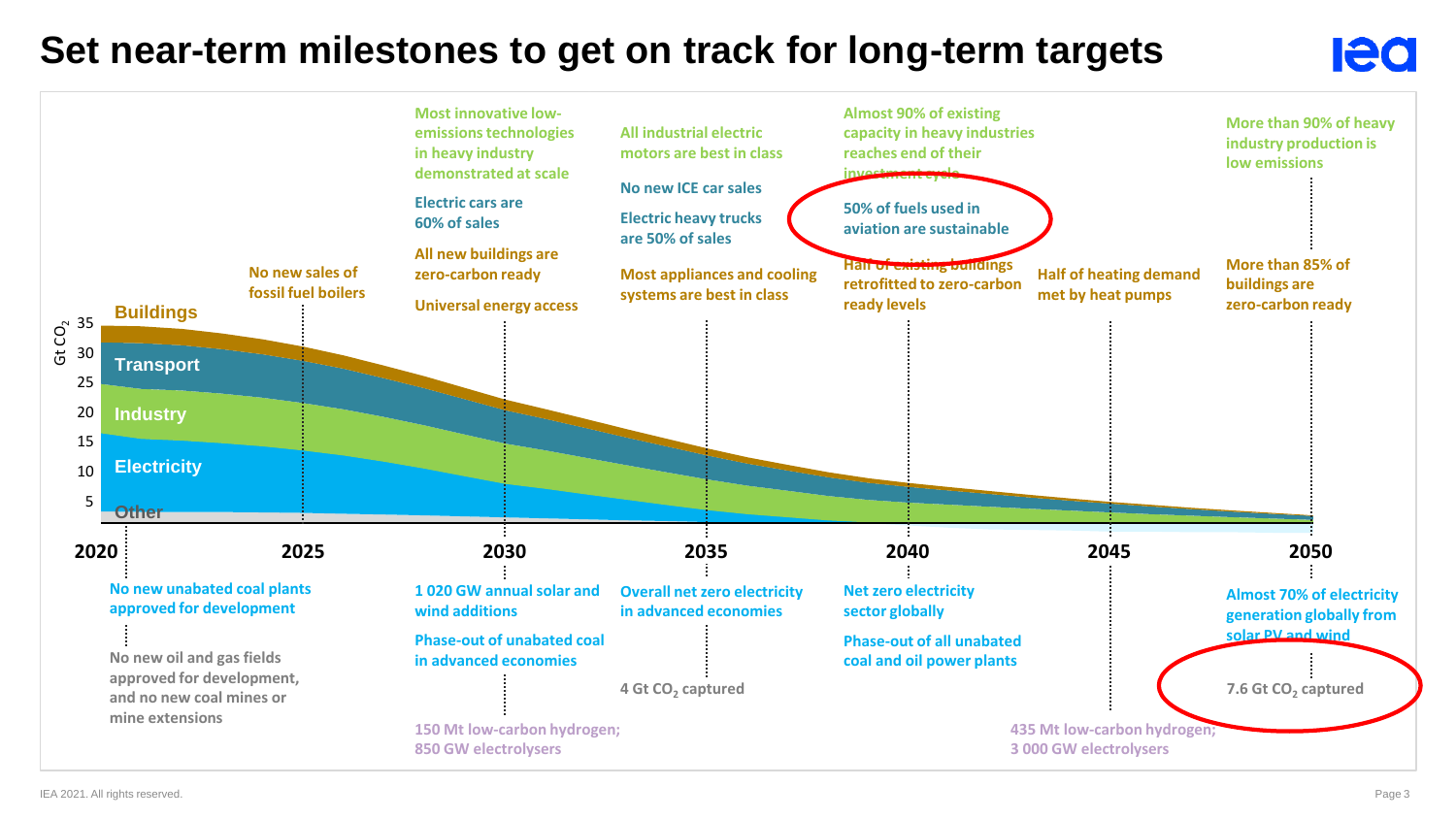# Set near-term milestones to get on track for long-term targets

**2020**
- No new unabated coal plants approved for development
- No new oil and gas fields approved for development, and no new coal mines or mine extensions

**2025**
- No new sales of fossil fuel boilers

**2030**
- Most innovative low-emissions technologies in heavy industry demonstrated at scale
- Electric cars are 60% of sales
- All new buildings are zero-carbon ready
- Universal energy access
- 1 020 GW annual solar and wind additions
- Phase-out of unabated coal in advanced economies
- 150 Mt low-carbon hydrogen; 850 GW electrolysers

**2035**
- All industrial electric motors are best in class
- No new ICE car sales
- Electric heavy trucks are 50% of sales
- Most appliances and cooling systems are best in class
- Overall net zero electricity in advanced economies
- 4 Gt $CO_2$ captured

**2040**
- Almost 90% of existing capacity in heavy industries reaches end of their investment cycle
- 50% of fuels used in aviation are sustainable
- Half of existing buildings retrofitted to zero-carbon ready levels
- Net zero electricity sector globally
- Phase-out of all unabated coal and oil power plants

**2045**
- Half of heating demand met by heat pumps
- 435 Mt low-carbon hydrogen; 3 000 GW electrolysers

**2050**
- More than 90% of heavy industry production is low emissions
- More than 85% of buildings are zero-carbon ready
- Almost 70% of electricity generation globally from solar PV and wind
- 7.6 Gt $CO_2$ captured

Chart: Gt $CO_2$ emissions (0–35) from 2020 to 2050 by sector: Buildings, Transport, Industry, Electricity, Other.

IEA 2021. All rights reserved.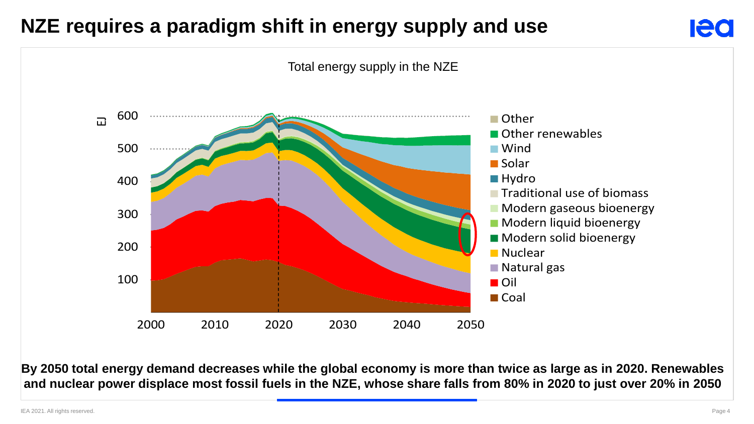# NZE requires a paradigm shift in energy supply and use

Total energy supply in the NZE

**By 2050 total energy demand decreases while the global economy is more than twice as large as in 2020. Renewables and nuclear power displace most fossil fuels in the NZE, whose share falls from 80% in 2020 to just over 20% in 2050**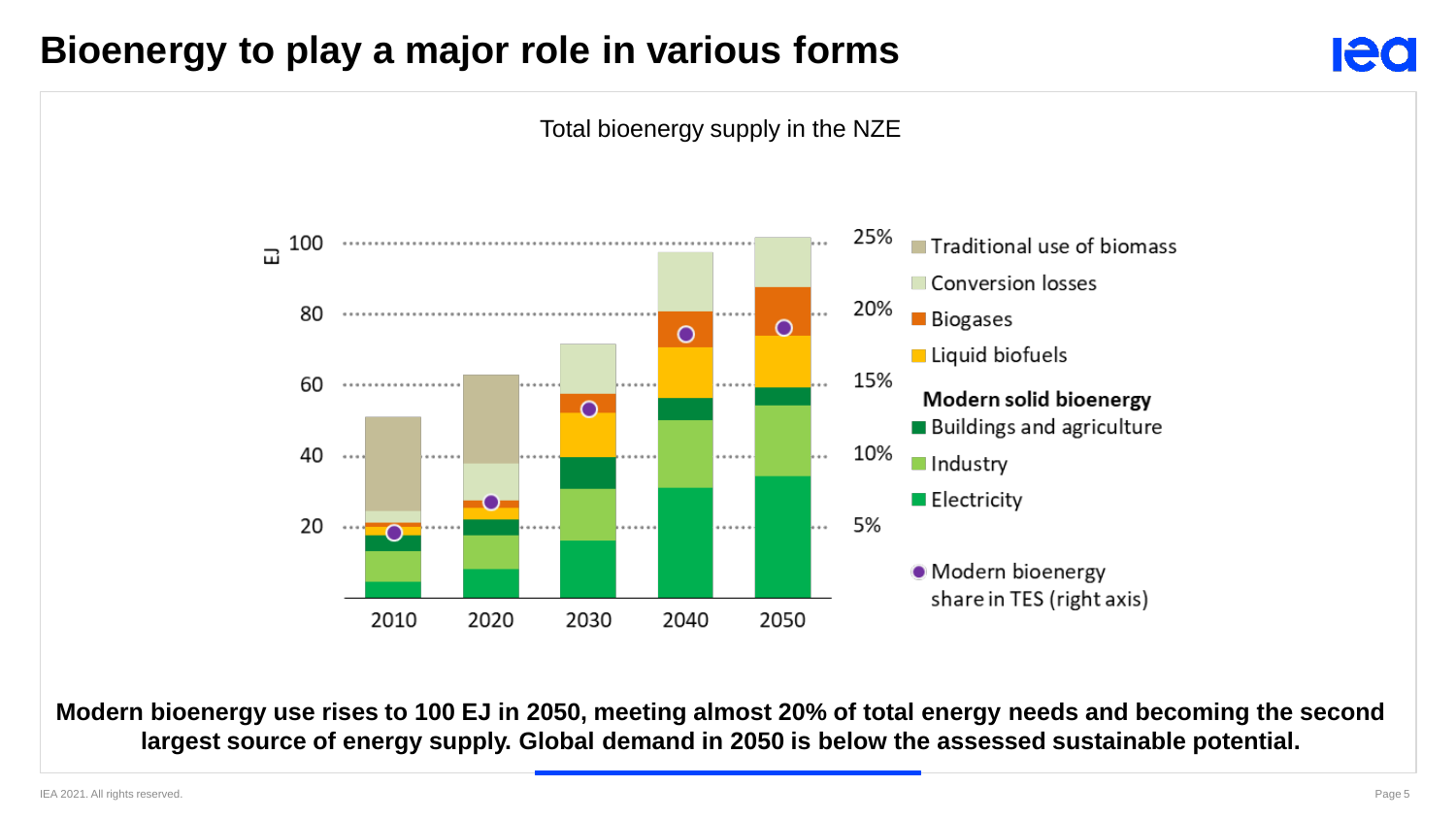# Bioenergy to play a major role in various forms

Total bioenergy supply in the NZE

Modern bioenergy use rises to 100 EJ in 2050, meeting almost 20% of total energy needs and becoming the second largest source of energy supply. Global demand in 2050 is below the assessed sustainable potential.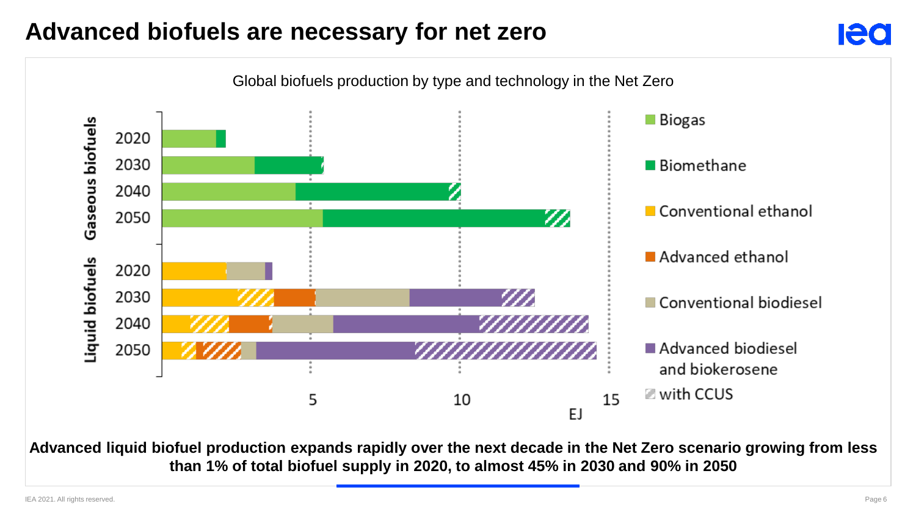# Advanced biofuels are necessary for net zero

Global biofuels production by type and technology in the Net Zero

Gaseous biofuels: 2020, 2030, 2040, 2050

Liquid biofuels: 2020, 2030, 2040, 2050

5 10 15 EJ

Biogas
Biomethane
Conventional ethanol
Advanced ethanol
Conventional biodiesel
Advanced biodiesel and biokerosene
with CCUS

**Advanced liquid biofuel production expands rapidly over the next decade in the Net Zero scenario growing from less than 1% of total biofuel supply in 2020, to almost 45% in 2030 and 90% in 2050**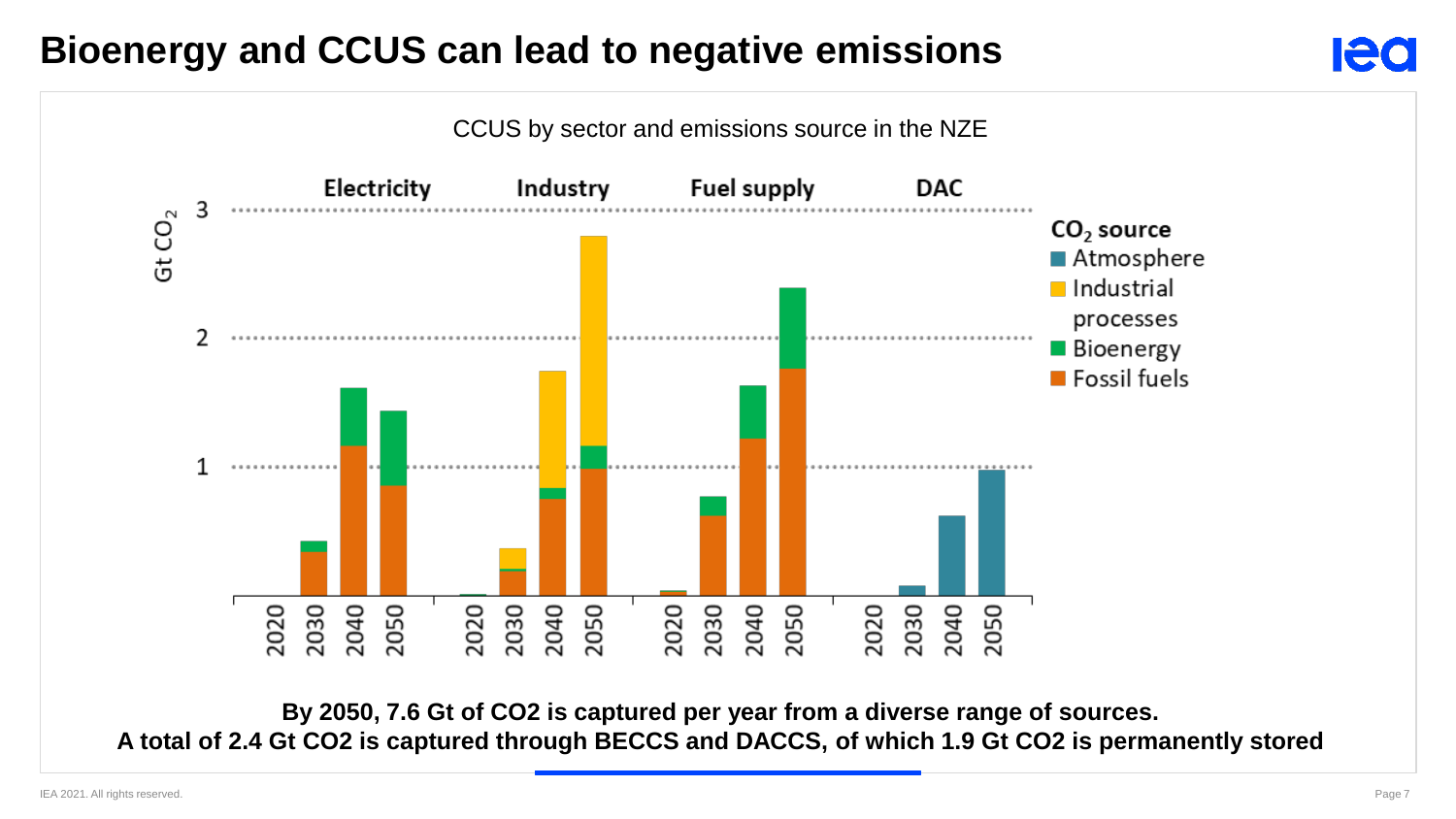# Bioenergy and CCUS can lead to negative emissions

CCUS by sector and emissions source in the NZE

**By 2050, 7.6 Gt of CO2 is captured per year from a diverse range of sources.**
**A total of 2.4 Gt CO2 is captured through BECCS and DACCS, of which 1.9 Gt CO2 is permanently stored**